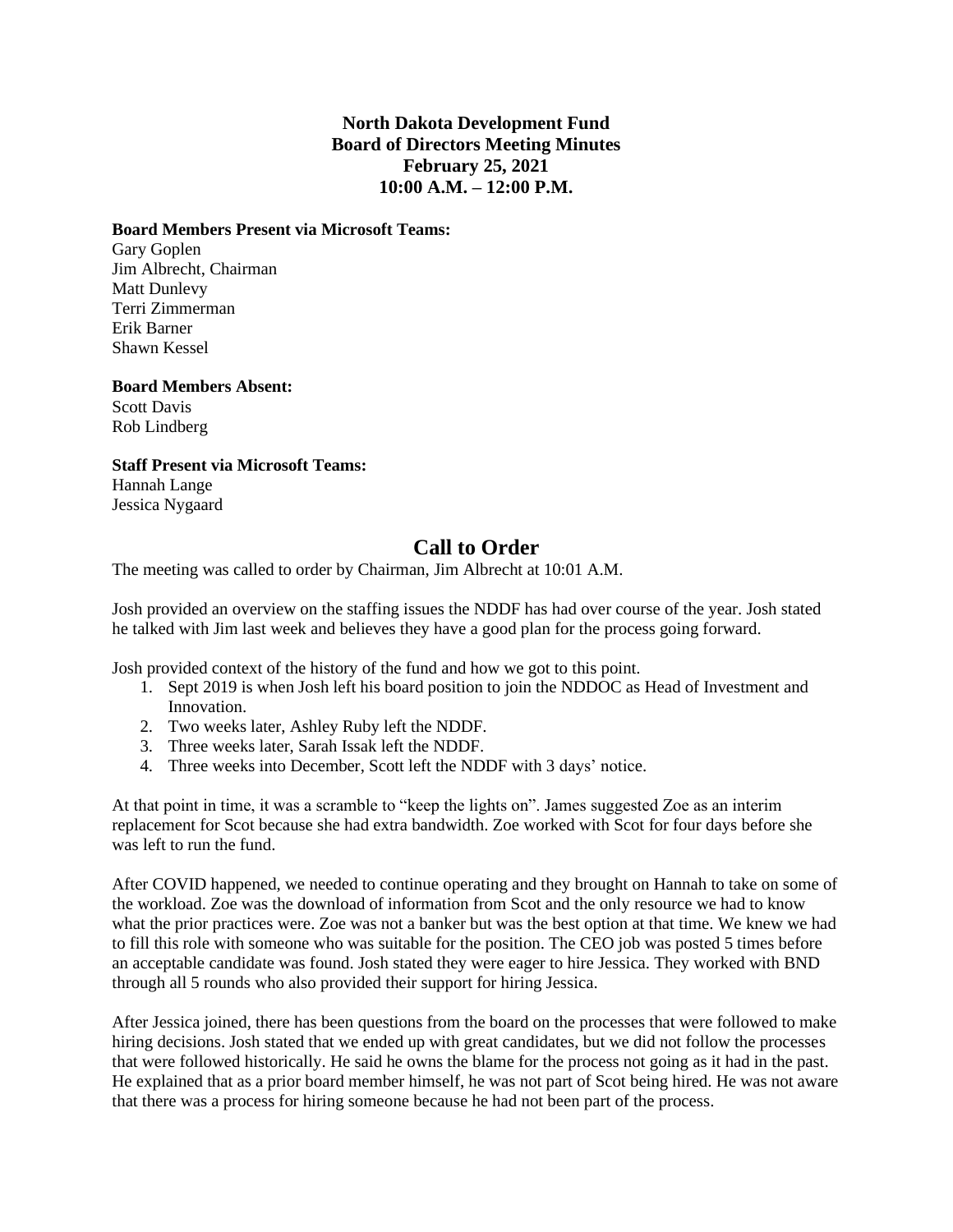**North Dakota Development Fund**
**Board of Directors Meeting Minutes**
**February 25, 2021**
**10:00 A.M. – 12:00 P.M.**

**Board Members Present via Microsoft Teams:**
Gary Goplen
Jim Albrecht, Chairman
Matt Dunlevy
Terri Zimmerman
Erik Barner
Shawn Kessel

**Board Members Absent:**
Scott Davis
Rob Lindberg

**Staff Present via Microsoft Teams:**
Hannah Lange
Jessica Nygaard

# Call to Order

The meeting was called to order by Chairman, Jim Albrecht at 10:01 A.M.

Josh provided an overview on the staffing issues the NDDF has had over course of the year. Josh stated he talked with Jim last week and believes they have a good plan for the process going forward.

Josh provided context of the history of the fund and how we got to this point.

1. Sept 2019 is when Josh left his board position to join the NDDOC as Head of Investment and Innovation.
2. Two weeks later, Ashley Ruby left the NDDF.
3. Three weeks later, Sarah Issak left the NDDF.
4. Three weeks into December, Scott left the NDDF with 3 days' notice.

At that point in time, it was a scramble to "keep the lights on". James suggested Zoe as an interim replacement for Scot because she had extra bandwidth. Zoe worked with Scot for four days before she was left to run the fund.

After COVID happened, we needed to continue operating and they brought on Hannah to take on some of the workload. Zoe was the download of information from Scot and the only resource we had to know what the prior practices were. Zoe was not a banker but was the best option at that time. We knew we had to fill this role with someone who was suitable for the position. The CEO job was posted 5 times before an acceptable candidate was found. Josh stated they were eager to hire Jessica. They worked with BND through all 5 rounds who also provided their support for hiring Jessica.

After Jessica joined, there has been questions from the board on the processes that were followed to make hiring decisions. Josh stated that we ended up with great candidates, but we did not follow the processes that were followed historically. He said he owns the blame for the process not going as it had in the past. He explained that as a prior board member himself, he was not part of Scot being hired. He was not aware that there was a process for hiring someone because he had not been part of the process.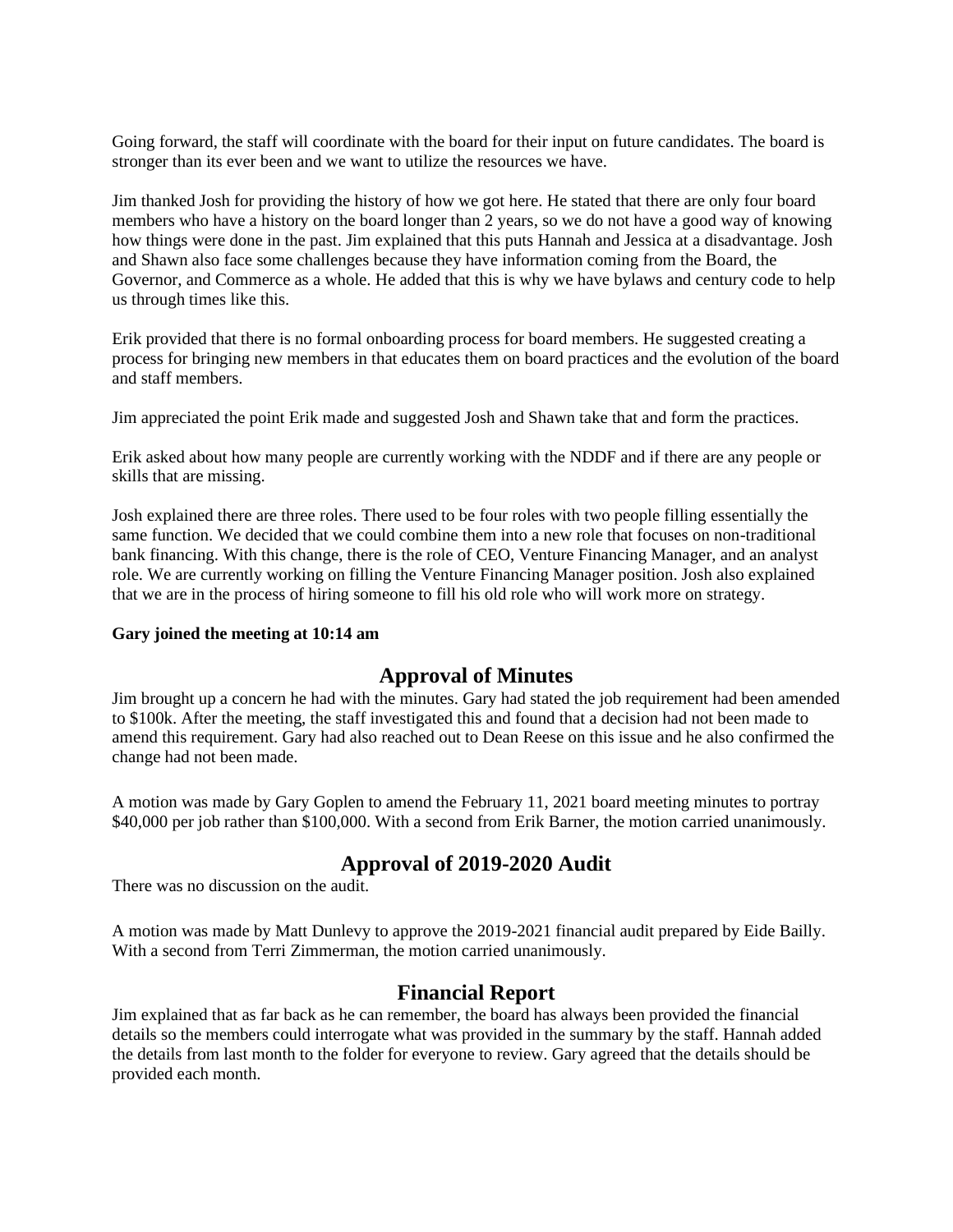Going forward, the staff will coordinate with the board for their input on future candidates. The board is stronger than its ever been and we want to utilize the resources we have.

Jim thanked Josh for providing the history of how we got here. He stated that there are only four board members who have a history on the board longer than 2 years, so we do not have a good way of knowing how things were done in the past. Jim explained that this puts Hannah and Jessica at a disadvantage. Josh and Shawn also face some challenges because they have information coming from the Board, the Governor, and Commerce as a whole. He added that this is why we have bylaws and century code to help us through times like this.

Erik provided that there is no formal onboarding process for board members. He suggested creating a process for bringing new members in that educates them on board practices and the evolution of the board and staff members.

Jim appreciated the point Erik made and suggested Josh and Shawn take that and form the practices.

Erik asked about how many people are currently working with the NDDF and if there are any people or skills that are missing.

Josh explained there are three roles. There used to be four roles with two people filling essentially the same function. We decided that we could combine them into a new role that focuses on non-traditional bank financing. With this change, there is the role of CEO, Venture Financing Manager, and an analyst role. We are currently working on filling the Venture Financing Manager position. Josh also explained that we are in the process of hiring someone to fill his old role who will work more on strategy.

**Gary joined the meeting at 10:14 am**

## Approval of Minutes

Jim brought up a concern he had with the minutes. Gary had stated the job requirement had been amended to $100k. After the meeting, the staff investigated this and found that a decision had not been made to amend this requirement. Gary had also reached out to Dean Reese on this issue and he also confirmed the change had not been made.

A motion was made by Gary Goplen to amend the February 11, 2021 board meeting minutes to portray $40,000 per job rather than $100,000. With a second from Erik Barner, the motion carried unanimously.

## Approval of 2019-2020 Audit

There was no discussion on the audit.

A motion was made by Matt Dunlevy to approve the 2019-2021 financial audit prepared by Eide Bailly. With a second from Terri Zimmerman, the motion carried unanimously.

## Financial Report

Jim explained that as far back as he can remember, the board has always been provided the financial details so the members could interrogate what was provided in the summary by the staff. Hannah added the details from last month to the folder for everyone to review. Gary agreed that the details should be provided each month.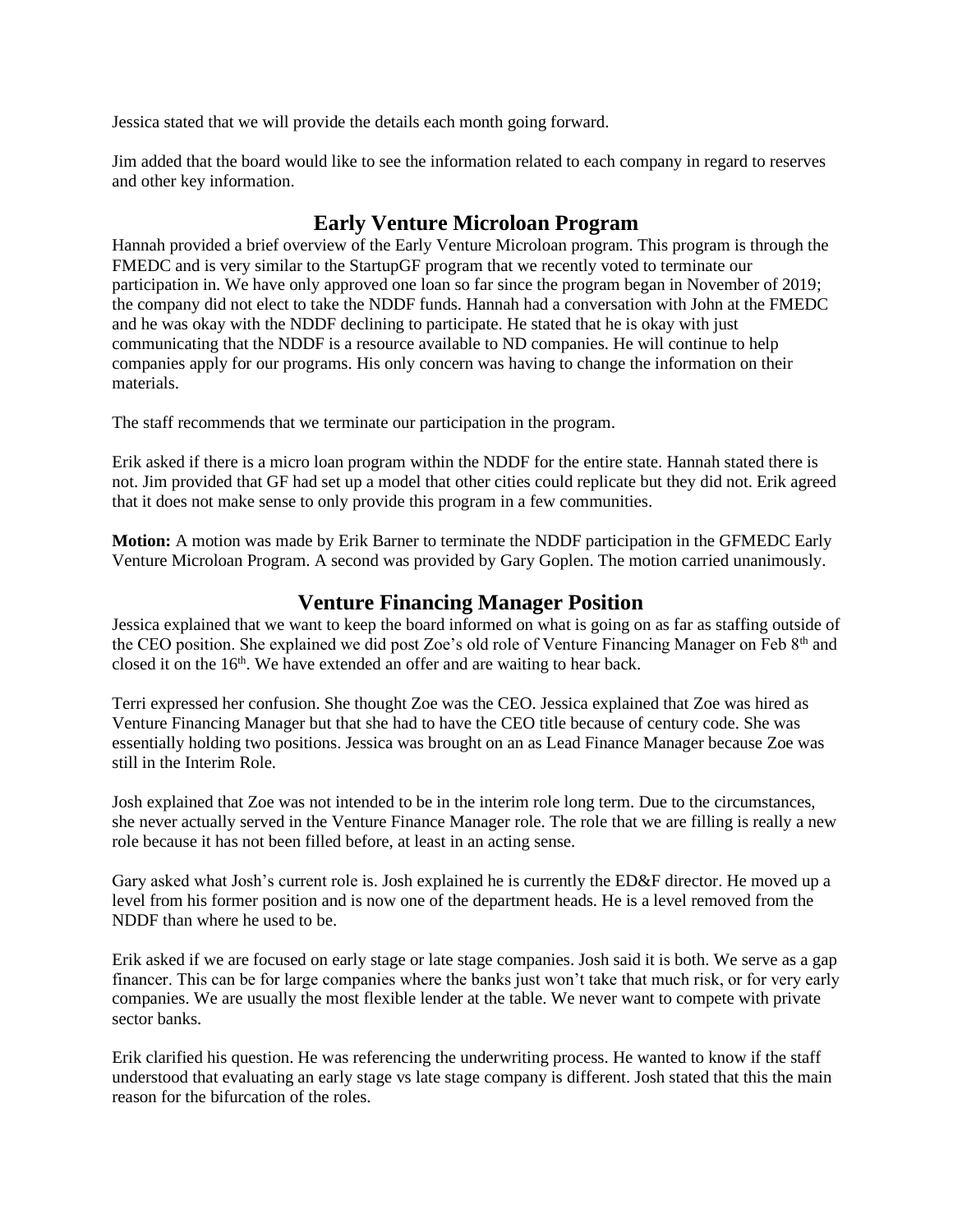Jessica stated that we will provide the details each month going forward.

Jim added that the board would like to see the information related to each company in regard to reserves and other key information.

## Early Venture Microloan Program

Hannah provided a brief overview of the Early Venture Microloan program. This program is through the FMEDC and is very similar to the StartupGF program that we recently voted to terminate our participation in. We have only approved one loan so far since the program began in November of 2019; the company did not elect to take the NDDF funds. Hannah had a conversation with John at the FMEDC and he was okay with the NDDF declining to participate. He stated that he is okay with just communicating that the NDDF is a resource available to ND companies. He will continue to help companies apply for our programs. His only concern was having to change the information on their materials.

The staff recommends that we terminate our participation in the program.

Erik asked if there is a micro loan program within the NDDF for the entire state. Hannah stated there is not. Jim provided that GF had set up a model that other cities could replicate but they did not. Erik agreed that it does not make sense to only provide this program in a few communities.

**Motion:** A motion was made by Erik Barner to terminate the NDDF participation in the GFMEDC Early Venture Microloan Program. A second was provided by Gary Goplen. The motion carried unanimously.

## Venture Financing Manager Position

Jessica explained that we want to keep the board informed on what is going on as far as staffing outside of the CEO position. She explained we did post Zoe's old role of Venture Financing Manager on Feb 8th and closed it on the 16th. We have extended an offer and are waiting to hear back.

Terri expressed her confusion. She thought Zoe was the CEO. Jessica explained that Zoe was hired as Venture Financing Manager but that she had to have the CEO title because of century code. She was essentially holding two positions. Jessica was brought on an as Lead Finance Manager because Zoe was still in the Interim Role.

Josh explained that Zoe was not intended to be in the interim role long term. Due to the circumstances, she never actually served in the Venture Finance Manager role. The role that we are filling is really a new role because it has not been filled before, at least in an acting sense.

Gary asked what Josh's current role is. Josh explained he is currently the ED&F director. He moved up a level from his former position and is now one of the department heads. He is a level removed from the NDDF than where he used to be.

Erik asked if we are focused on early stage or late stage companies. Josh said it is both. We serve as a gap financer. This can be for large companies where the banks just won't take that much risk, or for very early companies. We are usually the most flexible lender at the table. We never want to compete with private sector banks.

Erik clarified his question. He was referencing the underwriting process. He wanted to know if the staff understood that evaluating an early stage vs late stage company is different. Josh stated that this the main reason for the bifurcation of the roles.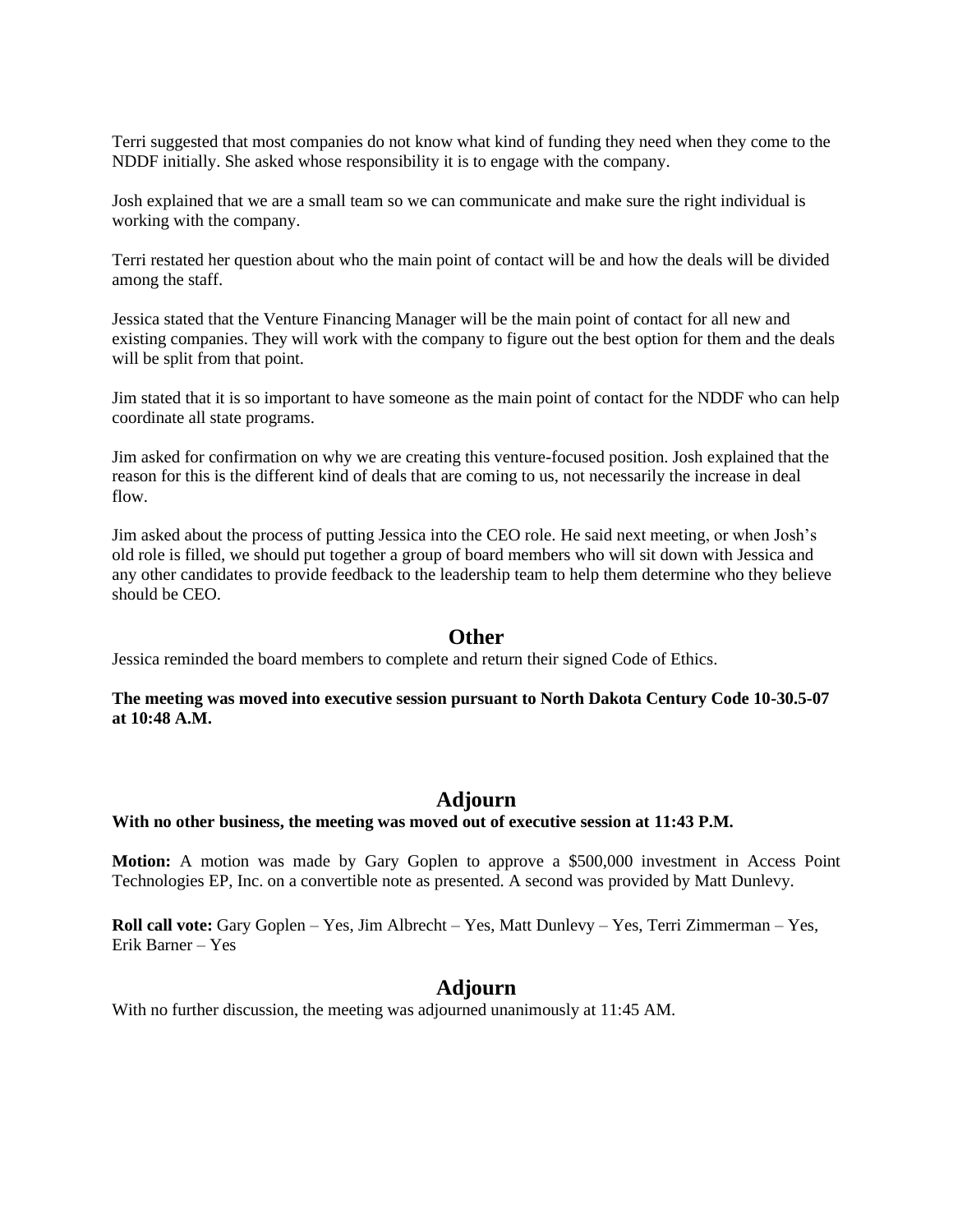Terri suggested that most companies do not know what kind of funding they need when they come to the NDDF initially. She asked whose responsibility it is to engage with the company.

Josh explained that we are a small team so we can communicate and make sure the right individual is working with the company.

Terri restated her question about who the main point of contact will be and how the deals will be divided among the staff.

Jessica stated that the Venture Financing Manager will be the main point of contact for all new and existing companies. They will work with the company to figure out the best option for them and the deals will be split from that point.

Jim stated that it is so important to have someone as the main point of contact for the NDDF who can help coordinate all state programs.

Jim asked for confirmation on why we are creating this venture-focused position. Josh explained that the reason for this is the different kind of deals that are coming to us, not necessarily the increase in deal flow.

Jim asked about the process of putting Jessica into the CEO role. He said next meeting, or when Josh's old role is filled, we should put together a group of board members who will sit down with Jessica and any other candidates to provide feedback to the leadership team to help them determine who they believe should be CEO.

## Other

Jessica reminded the board members to complete and return their signed Code of Ethics.

**The meeting was moved into executive session pursuant to North Dakota Century Code 10-30.5-07 at 10:48 A.M.**

## Adjourn

**With no other business, the meeting was moved out of executive session at 11:43 P.M.**

**Motion:** A motion was made by Gary Goplen to approve a $500,000 investment in Access Point Technologies EP, Inc. on a convertible note as presented. A second was provided by Matt Dunlevy.

**Roll call vote:** Gary Goplen – Yes, Jim Albrecht – Yes, Matt Dunlevy – Yes, Terri Zimmerman – Yes, Erik Barner – Yes

## Adjourn

With no further discussion, the meeting was adjourned unanimously at 11:45 AM.